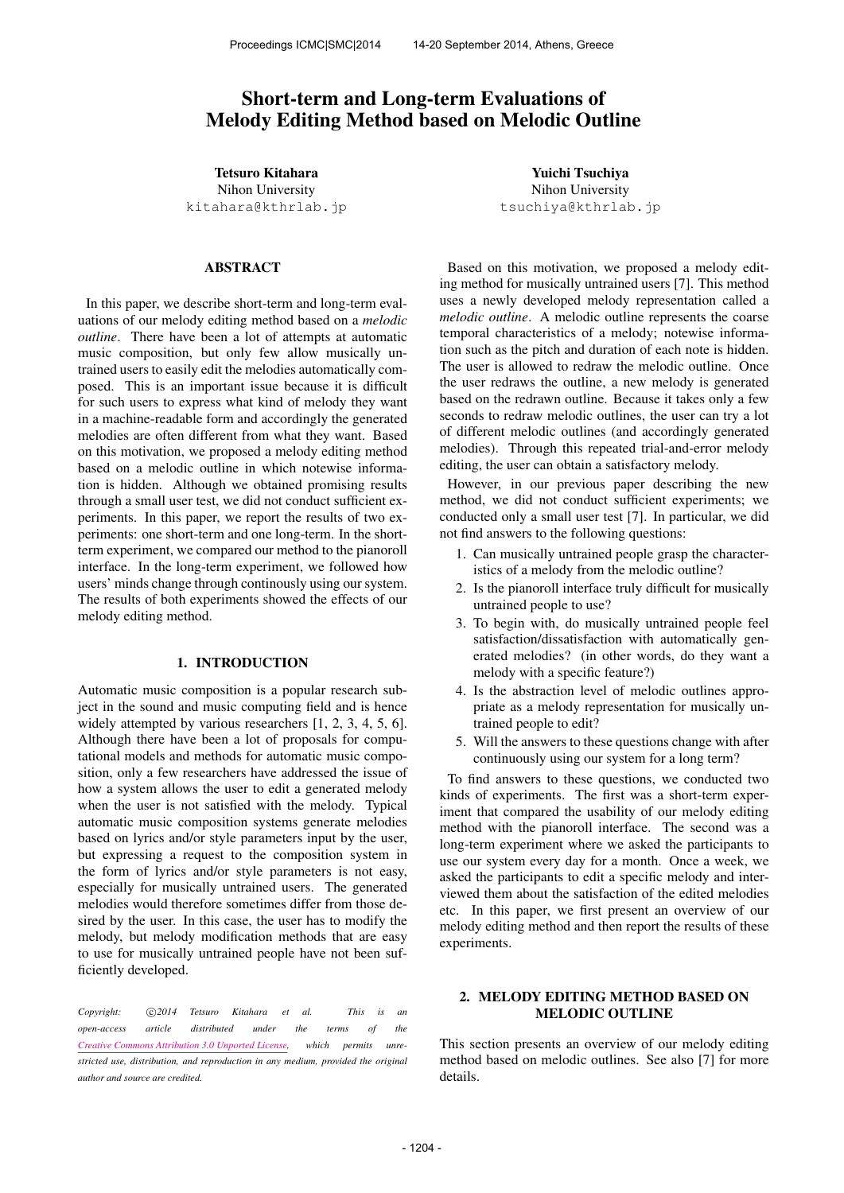# Short-term and Long-term Evaluations of Melody Editing Method based on Melodic Outline

**Tetsuro Kitahara**
Nihon University
kitahara@kthrlab.jp

**Yuichi Tsuchiya**
Nihon University
tsuchiya@kthrlab.jp

## ABSTRACT

In this paper, we describe short-term and long-term evaluations of our melody editing method based on a *melodic outline*. There have been a lot of attempts at automatic music composition, but only few allow musically untrained users to easily edit the melodies automatically composed. This is an important issue because it is difficult for such users to express what kind of melody they want in a machine-readable form and accordingly the generated melodies are often different from what they want. Based on this motivation, we proposed a melody editing method based on a melodic outline in which notewise information is hidden. Although we obtained promising results through a small user test, we did not conduct sufficient experiments. In this paper, we report the results of two experiments: one short-term and one long-term. In the short-term experiment, we compared our method to the pianoroll interface. In the long-term experiment, we followed how users' minds change through continously using our system. The results of both experiments showed the effects of our melody editing method.

## 1. INTRODUCTION

Automatic music composition is a popular research subject in the sound and music computing field and is hence widely attempted by various researchers [1, 2, 3, 4, 5, 6]. Although there have been a lot of proposals for computational models and methods for automatic music composition, only a few researchers have addressed the issue of how a system allows the user to edit a generated melody when the user is not satisfied with the melody. Typical automatic music composition systems generate melodies based on lyrics and/or style parameters input by the user, but expressing a request to the composition system in the form of lyrics and/or style parameters is not easy, especially for musically untrained users. The generated melodies would therefore sometimes differ from those desired by the user. In this case, the user has to modify the melody, but melody modification methods that are easy to use for musically untrained people have not been sufficiently developed.

*Copyright: ©2014 Tetsuro Kitahara et al. This is an open-access article distributed under the terms of the Creative Commons Attribution 3.0 Unported License, which permits unrestricted use, distribution, and reproduction in any medium, provided the original author and source are credited.*

Based on this motivation, we proposed a melody editing method for musically untrained users [7]. This method uses a newly developed melody representation called a *melodic outline*. A melodic outline represents the coarse temporal characteristics of a melody; notewise information such as the pitch and duration of each note is hidden. The user is allowed to redraw the melodic outline. Once the user redraws the outline, a new melody is generated based on the redrawn outline. Because it takes only a few seconds to redraw melodic outlines, the user can try a lot of different melodic outlines (and accordingly generated melodies). Through this repeated trial-and-error melody editing, the user can obtain a satisfactory melody.

However, in our previous paper describing the new method, we did not conduct sufficient experiments; we conducted only a small user test [7]. In particular, we did not find answers to the following questions:

1. Can musically untrained people grasp the characteristics of a melody from the melodic outline?
2. Is the pianoroll interface truly difficult for musically untrained people to use?
3. To begin with, do musically untrained people feel satisfaction/dissatisfaction with automatically generated melodies? (in other words, do they want a melody with a specific feature?)
4. Is the abstraction level of melodic outlines appropriate as a melody representation for musically untrained people to edit?
5. Will the answers to these questions change with after continuously using our system for a long term?

To find answers to these questions, we conducted two kinds of experiments. The first was a short-term experiment that compared the usability of our melody editing method with the pianoroll interface. The second was a long-term experiment where we asked the participants to use our system every day for a month. Once a week, we asked the participants to edit a specific melody and interviewed them about the satisfaction of the edited melodies etc. In this paper, we first present an overview of our melody editing method and then report the results of these experiments.

## 2. MELODY EDITING METHOD BASED ON MELODIC OUTLINE

This section presents an overview of our melody editing method based on melodic outlines. See also [7] for more details.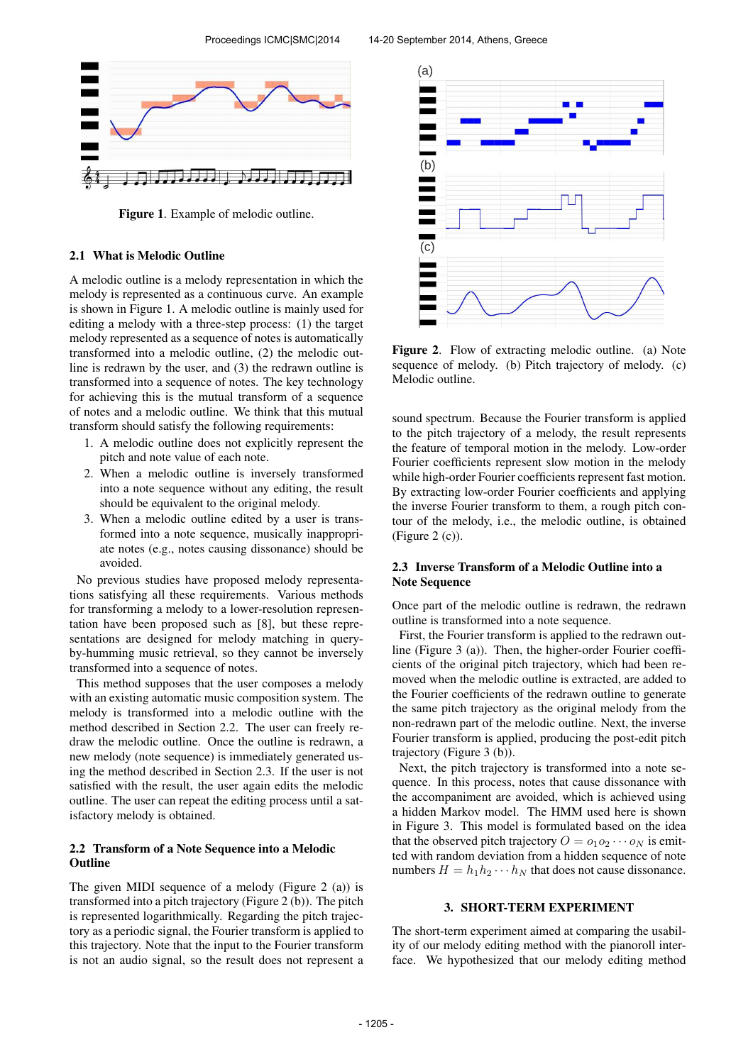Figure 1. Example of melodic outline.

### 2.1 What is Melodic Outline

A melodic outline is a melody representation in which the melody is represented as a continuous curve. An example is shown in Figure 1. A melodic outline is mainly used for editing a melody with a three-step process: (1) the target melody represented as a sequence of notes is automatically transformed into a melodic outline, (2) the melodic outline is redrawn by the user, and (3) the redrawn outline is transformed into a sequence of notes. The key technology for achieving this is the mutual transform of a sequence of notes and a melodic outline. We think that this mutual transform should satisfy the following requirements:

1. A melodic outline does not explicitly represent the pitch and note value of each note.
2. When a melodic outline is inversely transformed into a note sequence without any editing, the result should be equivalent to the original melody.
3. When a melodic outline edited by a user is transformed into a note sequence, musically inappropriate notes (e.g., notes causing dissonance) should be avoided.

No previous studies have proposed melody representations satisfying all these requirements. Various methods for transforming a melody to a lower-resolution representation have been proposed such as [8], but these representations are designed for melody matching in query-by-humming music retrieval, so they cannot be inversely transformed into a sequence of notes.

This method supposes that the user composes a melody with an existing automatic music composition system. The melody is transformed into a melodic outline with the method described in Section 2.2. The user can freely redraw the melodic outline. Once the outline is redrawn, a new melody (note sequence) is immediately generated using the method described in Section 2.3. If the user is not satisfied with the result, the user again edits the melodic outline. The user can repeat the editing process until a satisfactory melody is obtained.

### 2.2 Transform of a Note Sequence into a Melodic Outline

The given MIDI sequence of a melody (Figure 2 (a)) is transformed into a pitch trajectory (Figure 2 (b)). The pitch is represented logarithmically. Regarding the pitch trajectory as a periodic signal, the Fourier transform is applied to this trajectory. Note that the input to the Fourier transform is not an audio signal, so the result does not represent a sound spectrum. Because the Fourier transform is applied to the pitch trajectory of a melody, the result represents the feature of temporal motion in the melody. Low-order Fourier coefficients represent slow motion in the melody while high-order Fourier coefficients represent fast motion. By extracting low-order Fourier coefficients and applying the inverse Fourier transform to them, a rough pitch contour of the melody, i.e., the melodic outline, is obtained (Figure 2 (c)).

Figure 2. Flow of extracting melodic outline. (a) Note sequence of melody. (b) Pitch trajectory of melody. (c) Melodic outline.

### 2.3 Inverse Transform of a Melodic Outline into a Note Sequence

Once part of the melodic outline is redrawn, the redrawn outline is transformed into a note sequence.

First, the Fourier transform is applied to the redrawn outline (Figure 3 (a)). Then, the higher-order Fourier coefficients of the original pitch trajectory, which had been removed when the melodic outline is extracted, are added to the Fourier coefficients of the redrawn outline to generate the same pitch trajectory as the original melody from the non-redrawn part of the melodic outline. Next, the inverse Fourier transform is applied, producing the post-edit pitch trajectory (Figure 3 (b)).

Next, the pitch trajectory is transformed into a note sequence. In this process, notes that cause dissonance with the accompaniment are avoided, which is achieved using a hidden Markov model. The HMM used here is shown in Figure 3. This model is formulated based on the idea that the observed pitch trajectory $O = o_1 o_2 \cdots o_N$ is emitted with random deviation from a hidden sequence of note numbers $H = h_1 h_2 \cdots h_N$ that does not cause dissonance.

## 3. SHORT-TERM EXPERIMENT

The short-term experiment aimed at comparing the usability of our melody editing method with the pianoroll interface. We hypothesized that our melody editing method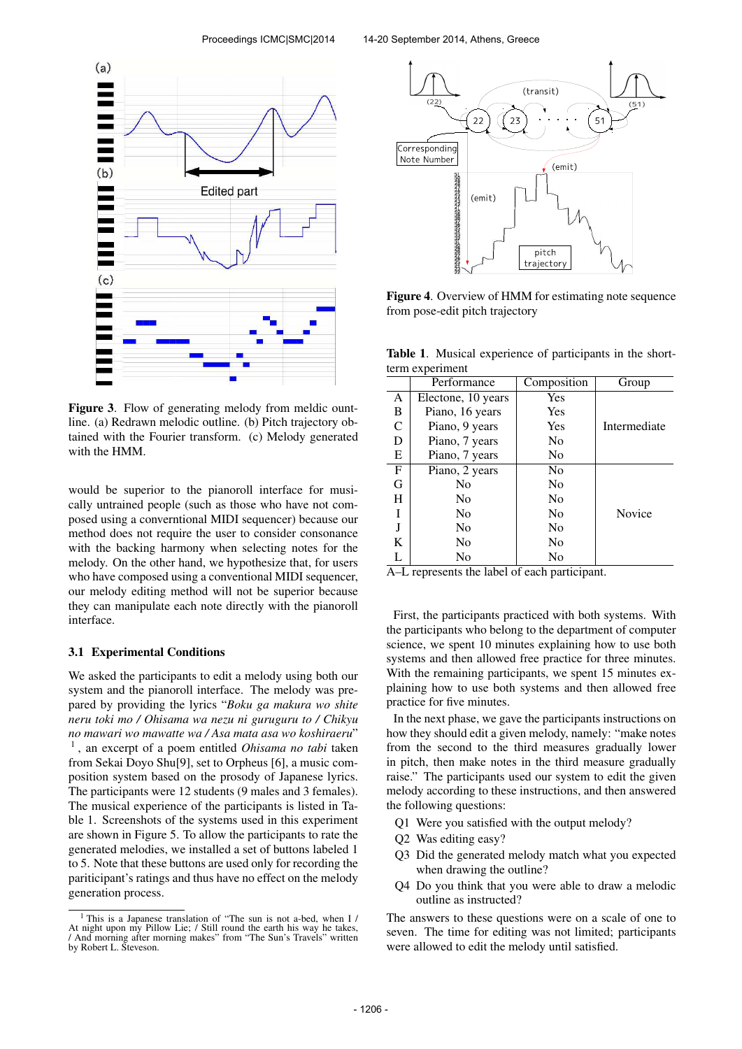Figure 3. Flow of generating melody from meldic ountline. (a) Redrawn melodic outline. (b) Pitch trajectory obtained with the Fourier transform. (c) Melody generated with the HMM.

Figure 4. Overview of HMM for estimating note sequence from pose-edit pitch trajectory

would be superior to the pianoroll interface for musically untrained people (such as those who have not composed using a converntional MIDI sequencer) because our method does not require the user to consider consonance with the backing harmony when selecting notes for the melody. On the other hand, we hypothesize that, for users who have composed using a conventional MIDI sequencer, our melody editing method will not be superior because they can manipulate each note directly with the pianoroll interface.

### 3.1 Experimental Conditions

We asked the participants to edit a melody using both our system and the pianoroll interface. The melody was prepared by providing the lyrics "*Boku ga makura wo shite neru toki mo / Ohisama wa nezu ni guruguru to / Chikyu no mawari wo mawatte wa / Asa mata asa wo koshiraeru*" [1], an excerpt of a poem entitled *Ohisama no tabi* taken from Sekai Doyo Shu[9], set to Orpheus [6], a music composition system based on the prosody of Japanese lyrics. The participants were 12 students (9 males and 3 females). The musical experience of the participants is listed in Table 1. Screenshots of the systems used in this experiment are shown in Figure 5. To allow the participants to rate the generated melodies, we installed a set of buttons labeled 1 to 5. Note that these buttons are used only for recording the participant's ratings and thus have no effect on the melody generation process.

[1] This is a Japanese translation of "The sun is not a-bed, when I / At night upon my Pillow Lie; / Still round the earth his way he takes, / And morning after morning makes" from "The Sun's Travels" written by Robert L. Steveson.

Table 1. Musical experience of participants in the short-term experiment

| | Performance | Composition | Group |
|---|---|---|---|
| A | Electone, 10 years | Yes | Intermediate |
| B | Piano, 16 years | Yes | |
| C | Piano, 9 years | Yes | |
| D | Piano, 7 years | No | |
| E | Piano, 7 years | No | |
| F | Piano, 2 years | No | Novice |
| G | No | No | |
| H | No | No | |
| I | No | No | |
| J | No | No | |
| K | No | No | |
| L | No | No | |

A–L represents the label of each participant.

First, the participants practiced with both systems. With the participants who belong to the department of computer science, we spent 10 minutes explaining how to use both systems and then allowed free practice for three minutes. With the remaining participants, we spent 15 minutes explaining how to use both systems and then allowed free practice for five minutes.

In the next phase, we gave the participants instructions on how they should edit a given melody, namely: "make notes from the second to the third measures gradually lower in pitch, then make notes in the third measure gradually raise." The participants used our system to edit the given melody according to these instructions, and then answered the following questions:

- Q1 Were you satisfied with the output melody?
- Q2 Was editing easy?
- Q3 Did the generated melody match what you expected when drawing the outline?
- Q4 Do you think that you were able to draw a melodic outline as instructed?

The answers to these questions were on a scale of one to seven. The time for editing was not limited; participants were allowed to edit the melody until satisfied.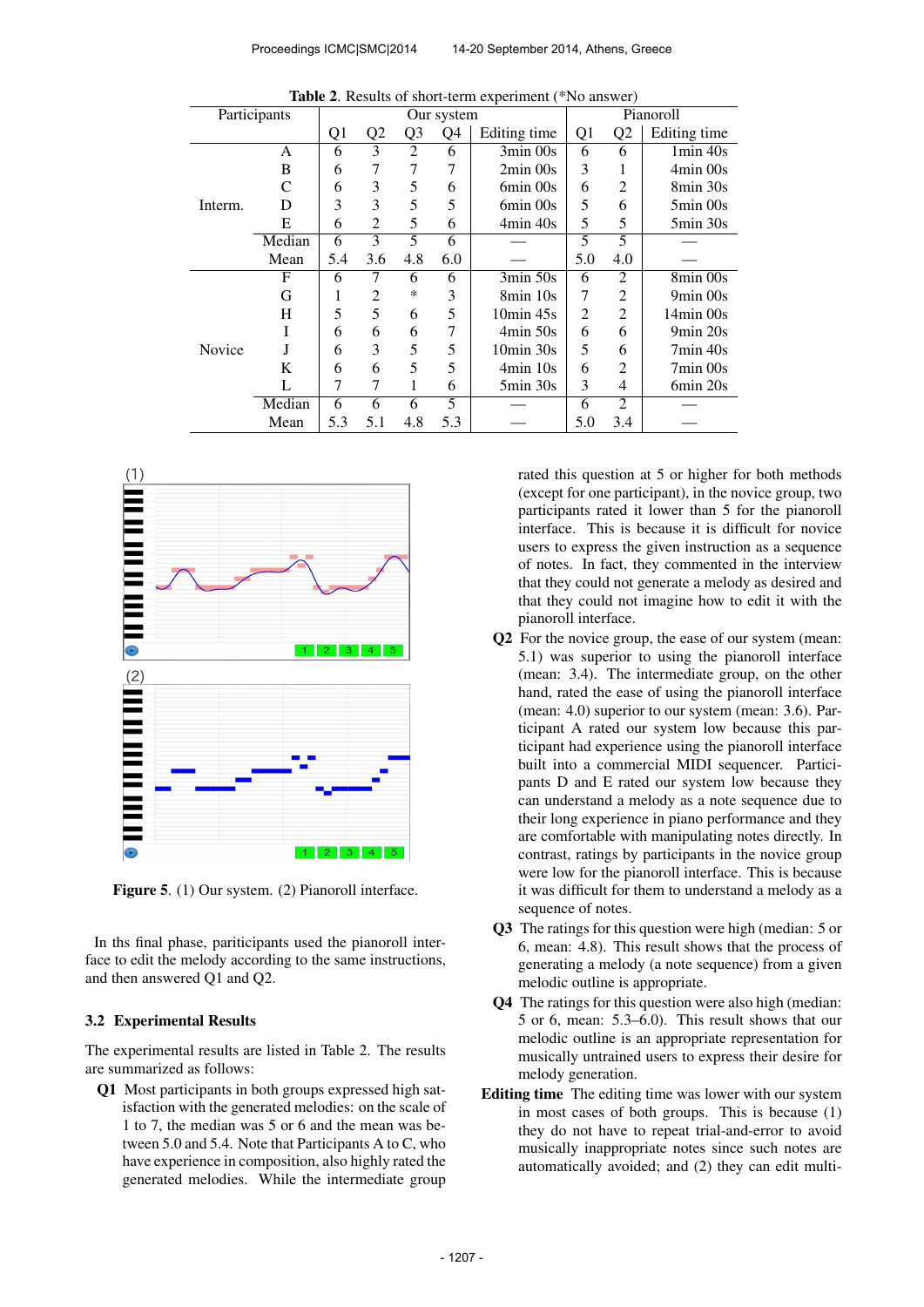**Table 2**. Results of short-term experiment (*No answer)

| Participants | | Our system | | | | | Pianoroll | | |
|---|---|---|---|---|---|---|---|---|---|
| | | Q1 | Q2 | Q3 | Q4 | Editing time | Q1 | Q2 | Editing time |
| Interm. | A | 6 | 3 | 2 | 6 | 3min 00s | 6 | 6 | 1min 40s |
| | B | 6 | 7 | 7 | 7 | 2min 00s | 3 | 1 | 4min 00s |
| | C | 6 | 3 | 5 | 6 | 6min 00s | 6 | 2 | 8min 30s |
| | D | 3 | 3 | 5 | 5 | 6min 00s | 5 | 6 | 5min 00s |
| | E | 6 | 2 | 5 | 6 | 4min 40s | 5 | 5 | 5min 30s |
| | Median | 6 | 3 | 5 | 6 | — | 5 | 5 | — |
| | Mean | 5.4 | 3.6 | 4.8 | 6.0 | — | 5.0 | 4.0 | — |
| Novice | F | 6 | 7 | 6 | 6 | 3min 50s | 6 | 2 | 8min 00s |
| | G | 1 | 2 | * | 3 | 8min 10s | 7 | 2 | 9min 00s |
| | H | 5 | 5 | 6 | 5 | 10min 45s | 2 | 2 | 14min 00s |
| | I | 6 | 6 | 6 | 7 | 4min 50s | 6 | 6 | 9min 20s |
| | J | 6 | 3 | 5 | 5 | 10min 30s | 5 | 6 | 7min 40s |
| | K | 6 | 6 | 5 | 5 | 4min 10s | 6 | 2 | 7min 00s |
| | L | 7 | 7 | 1 | 6 | 5min 30s | 3 | 4 | 6min 20s |
| | Median | 6 | 6 | 6 | 5 | — | 6 | 2 | — |
| | Mean | 5.3 | 5.1 | 4.8 | 5.3 | — | 5.0 | 3.4 | — |

**Figure 5**. (1) Our system. (2) Pianoroll interface.

In ths final phase, pariticipants used the pianoroll interface to edit the melody according to the same instructions, and then answered Q1 and Q2.

### 3.2 Experimental Results

The experimental results are listed in Table 2. The results are summarized as follows:

- **Q1** Most participants in both groups expressed high satisfaction with the generated melodies: on the scale of 1 to 7, the median was 5 or 6 and the mean was between 5.0 and 5.4. Note that Participants A to C, who have experience in composition, also highly rated the generated melodies. While the intermediate group rated this question at 5 or higher for both methods (except for one participant), in the novice group, two participants rated it lower than 5 for the pianoroll interface. This is because it is difficult for novice users to express the given instruction as a sequence of notes. In fact, they commented in the interview that they could not generate a melody as desired and that they could not imagine how to edit it with the pianoroll interface.
- **Q2** For the novice group, the ease of our system (mean: 5.1) was superior to using the pianoroll interface (mean: 3.4). The intermediate group, on the other hand, rated the ease of using the pianoroll interface (mean: 4.0) superior to our system (mean: 3.6). Participant A rated our system low because this participant had experience using the pianoroll interface built into a commercial MIDI sequencer. Participants D and E rated our system low because they can understand a melody as a note sequence due to their long experience in piano performance and they are comfortable with manipulating notes directly. In contrast, ratings by participants in the novice group were low for the pianoroll interface. This is because it was difficult for them to understand a melody as a sequence of notes.
- **Q3** The ratings for this question were high (median: 5 or 6, mean: 4.8). This result shows that the process of generating a melody (a note sequence) from a given melodic outline is appropriate.
- **Q4** The ratings for this question were also high (median: 5 or 6, mean: 5.3–6.0). This result shows that our melodic outline is an appropriate representation for musically untrained users to express their desire for melody generation.

**Editing time** The editing time was lower with our system in most cases of both groups. This is because (1) they do not have to repeat trial-and-error to avoid musically inappropriate notes since such notes are automatically avoided; and (2) they can edit multi-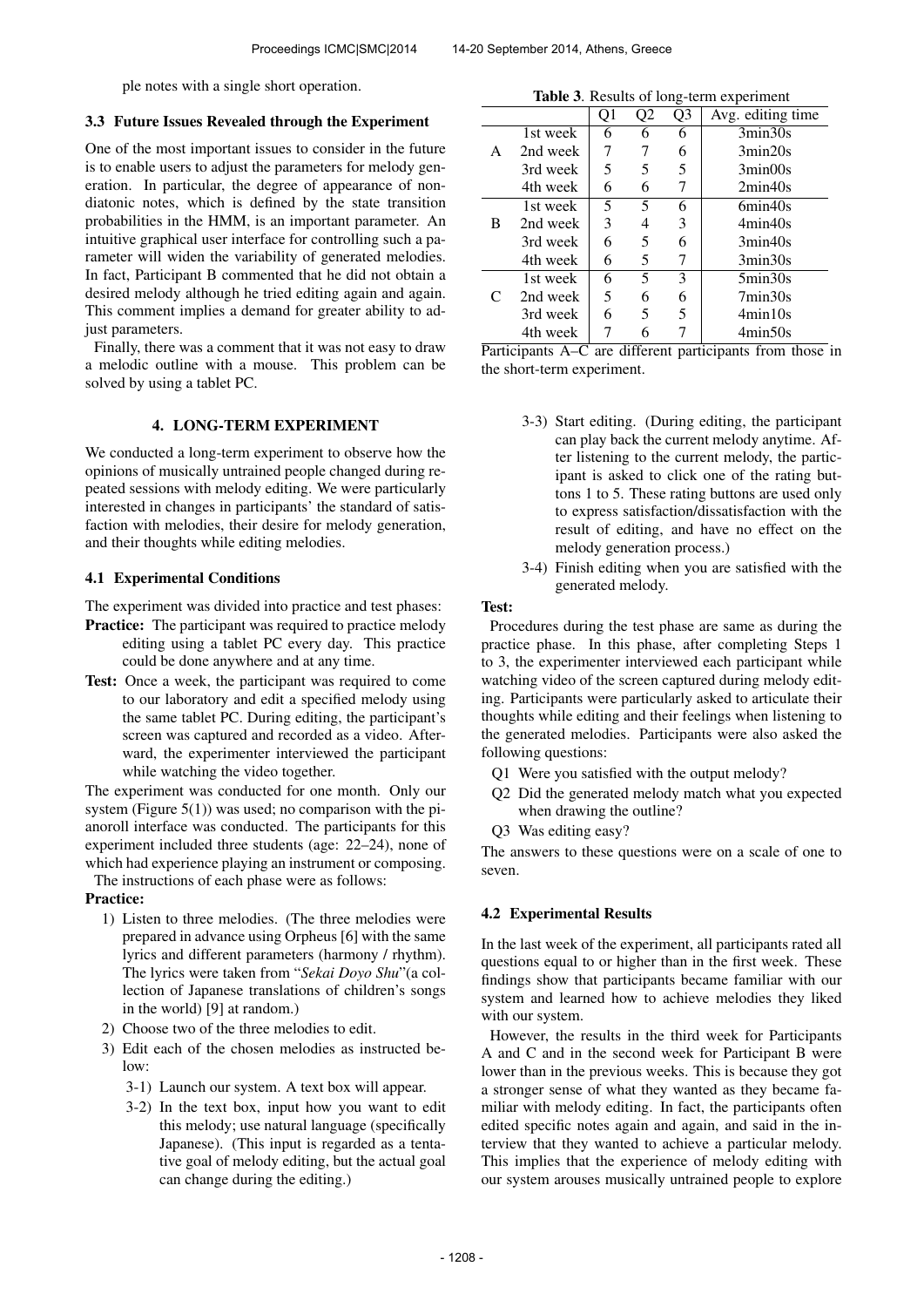ple notes with a single short operation.

### 3.3 Future Issues Revealed through the Experiment

One of the most important issues to consider in the future is to enable users to adjust the parameters for melody generation. In particular, the degree of appearance of non-diatonic notes, which is defined by the state transition probabilities in the HMM, is an important parameter. An intuitive graphical user interface for controlling such a parameter will widen the variability of generated melodies. In fact, Participant B commented that he did not obtain a desired melody although he tried editing again and again. This comment implies a demand for greater ability to adjust parameters.

Finally, there was a comment that it was not easy to draw a melodic outline with a mouse. This problem can be solved by using a tablet PC.

## 4. LONG-TERM EXPERIMENT

We conducted a long-term experiment to observe how the opinions of musically untrained people changed during repeated sessions with melody editing. We were particularly interested in changes in participants' the standard of satisfaction with melodies, their desire for melody generation, and their thoughts while editing melodies.

### 4.1 Experimental Conditions

The experiment was divided into practice and test phases:

**Practice:** The participant was required to practice melody editing using a tablet PC every day. This practice could be done anywhere and at any time.

**Test:** Once a week, the participant was required to come to our laboratory and edit a specified melody using the same tablet PC. During editing, the participant's screen was captured and recorded as a video. Afterward, the experimenter interviewed the participant while watching the video together.

The experiment was conducted for one month. Only our system (Figure 5(1)) was used; no comparison with the pianoroll interface was conducted. The participants for this experiment included three students (age: 22–24), none of which had experience playing an instrument or composing.

The instructions of each phase were as follows:

**Practice:**

1) Listen to three melodies. (The three melodies were prepared in advance using Orpheus [6] with the same lyrics and different parameters (harmony / rhythm). The lyrics were taken from "*Sekai Doyo Shu*"(a collection of Japanese translations of children's songs in the world) [9] at random.)
2) Choose two of the three melodies to edit.
3) Edit each of the chosen melodies as instructed below:
   - 3-1) Launch our system. A text box will appear.
   - 3-2) In the text box, input how you want to edit this melody; use natural language (specifically Japanese). (This input is regarded as a tentative goal of melody editing, but the actual goal can change during the editing.)
   - 3-3) Start editing. (During editing, the participant can play back the current melody anytime. After listening to the current melody, the participant is asked to click one of the rating buttons 1 to 5. These rating buttons are used only to express satisfaction/dissatisfaction with the result of editing, and have no effect on the melody generation process.)
   - 3-4) Finish editing when you are satisfied with the generated melody.

**Table 3**. Results of long-term experiment

| | | Q1 | Q2 | Q3 | Avg. editing time |
|---|---|---|---|---|---|
| A | 1st week | 6 | 6 | 6 | 3min30s |
| | 2nd week | 7 | 7 | 6 | 3min20s |
| | 3rd week | 5 | 5 | 5 | 3min00s |
| | 4th week | 6 | 6 | 7 | 2min40s |
| B | 1st week | 5 | 5 | 6 | 6min40s |
| | 2nd week | 3 | 4 | 3 | 4min40s |
| | 3rd week | 6 | 5 | 6 | 3min40s |
| | 4th week | 6 | 5 | 7 | 3min30s |
| C | 1st week | 6 | 5 | 3 | 5min30s |
| | 2nd week | 5 | 6 | 6 | 7min30s |
| | 3rd week | 6 | 5 | 5 | 4min10s |
| | 4th week | 7 | 6 | 7 | 4min50s |

Participants A–C are different participants from those in the short-term experiment.

**Test:**

Procedures during the test phase are same as during the practice phase. In this phase, after completing Steps 1 to 3, the experimenter interviewed each participant while watching video of the screen captured during melody editing. Participants were particularly asked to articulate their thoughts while editing and their feelings when listening to the generated melodies. Participants were also asked the following questions:

- Q1 Were you satisfied with the output melody?
- Q2 Did the generated melody match what you expected when drawing the outline?
- Q3 Was editing easy?

The answers to these questions were on a scale of one to seven.

### 4.2 Experimental Results

In the last week of the experiment, all participants rated all questions equal to or higher than in the first week. These findings show that participants became familiar with our system and learned how to achieve melodies they liked with our system.

However, the results in the third week for Participants A and C and in the second week for Participant B were lower than in the previous weeks. This is because they got a stronger sense of what they wanted as they became familiar with melody editing. In fact, the participants often edited specific notes again and again, and said in the interview that they wanted to achieve a particular melody. This implies that the experience of melody editing with our system arouses musically untrained people to explore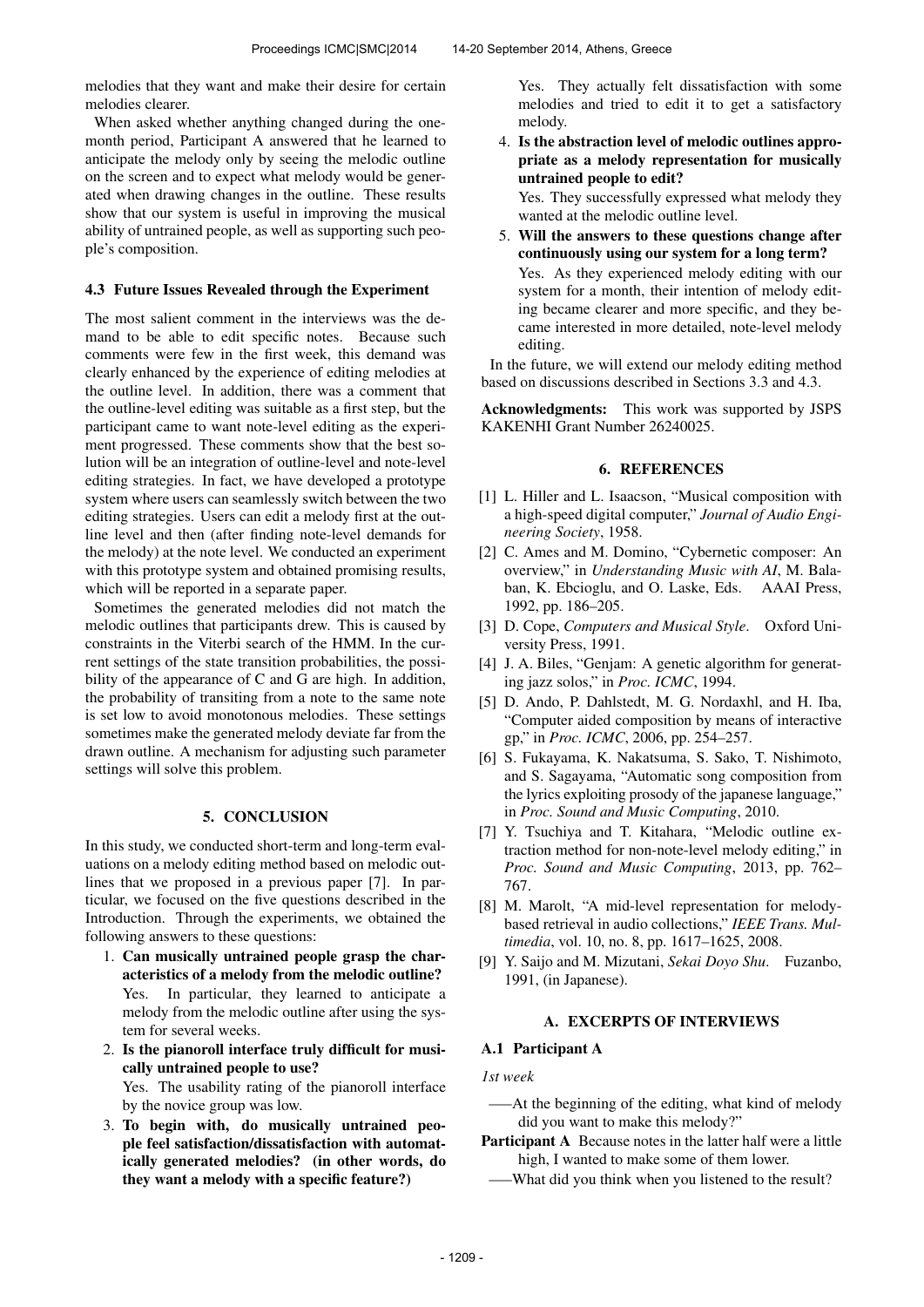melodies that they want and make their desire for certain melodies clearer.

When asked whether anything changed during the one-month period, Participant A answered that he learned to anticipate the melody only by seeing the melodic outline on the screen and to expect what melody would be generated when drawing changes in the outline. These results show that our system is useful in improving the musical ability of untrained people, as well as supporting such people's composition.

### 4.3 Future Issues Revealed through the Experiment

The most salient comment in the interviews was the demand to be able to edit specific notes. Because such comments were few in the first week, this demand was clearly enhanced by the experience of editing melodies at the outline level. In addition, there was a comment that the outline-level editing was suitable as a first step, but the participant came to want note-level editing as the experiment progressed. These comments show that the best solution will be an integration of outline-level and note-level editing strategies. In fact, we have developed a prototype system where users can seamlessly switch between the two editing strategies. Users can edit a melody first at the outline level and then (after finding note-level demands for the melody) at the note level. We conducted an experiment with this prototype system and obtained promising results, which will be reported in a separate paper.

Sometimes the generated melodies did not match the melodic outlines that participants drew. This is caused by constraints in the Viterbi search of the HMM. In the current settings of the state transition probabilities, the possibility of the appearance of C and G are high. In addition, the probability of transiting from a note to the same note is set low to avoid monotonous melodies. These settings sometimes make the generated melody deviate far from the drawn outline. A mechanism for adjusting such parameter settings will solve this problem.

## 5. CONCLUSION

In this study, we conducted short-term and long-term evaluations on a melody editing method based on melodic outlines that we proposed in a previous paper [7]. In particular, we focused on the five questions described in the Introduction. Through the experiments, we obtained the following answers to these questions:

1. **Can musically untrained people grasp the characteristics of a melody from the melodic outline?**
   Yes. In particular, they learned to anticipate a melody from the melodic outline after using the system for several weeks.
2. **Is the pianoroll interface truly difficult for musically untrained people to use?**
   Yes. The usability rating of the pianoroll interface by the novice group was low.
3. **To begin with, do musically untrained people feel satisfaction/dissatisfaction with automatically generated melodies? (in other words, do they want a melody with a specific feature?)**
   Yes. They actually felt dissatisfaction with some melodies and tried to edit it to get a satisfactory melody.
4. **Is the abstraction level of melodic outlines appropriate as a melody representation for musically untrained people to edit?**
   Yes. They successfully expressed what melody they wanted at the melodic outline level.
5. **Will the answers to these questions change after continuously using our system for a long term?**
   Yes. As they experienced melody editing with our system for a month, their intention of melody editing became clearer and more specific, and they became interested in more detailed, note-level melody editing.

In the future, we will extend our melody editing method based on discussions described in Sections 3.3 and 4.3.

**Acknowledgments:** This work was supported by JSPS KAKENHI Grant Number 26240025.

## 6. REFERENCES

[1] L. Hiller and L. Isaacson, "Musical composition with a high-speed digital computer," *Journal of Audio Engineering Society*, 1958.

[2] C. Ames and M. Domino, "Cybernetic composer: An overview," in *Understanding Music with AI*, M. Balaban, K. Ebcioglu, and O. Laske, Eds. AAAI Press, 1992, pp. 186–205.

[3] D. Cope, *Computers and Musical Style*. Oxford University Press, 1991.

[4] J. A. Biles, "Genjam: A genetic algorithm for generating jazz solos," in *Proc. ICMC*, 1994.

[5] D. Ando, P. Dahlstedt, M. G. Nordaxhl, and H. Iba, "Computer aided composition by means of interactive gp," in *Proc. ICMC*, 2006, pp. 254–257.

[6] S. Fukayama, K. Nakatsuma, S. Sako, T. Nishimoto, and S. Sagayama, "Automatic song composition from the lyrics exploiting prosody of the japanese language," in *Proc. Sound and Music Computing*, 2010.

[7] Y. Tsuchiya and T. Kitahara, "Melodic outline extraction method for non-note-level melody editing," in *Proc. Sound and Music Computing*, 2013, pp. 762–767.

[8] M. Marolt, "A mid-level representation for melody-based retrieval in audio collections," *IEEE Trans. Multimedia*, vol. 10, no. 8, pp. 1617–1625, 2008.

[9] Y. Saijo and M. Mizutani, *Sekai Doyo Shu*. Fuzanbo, 1991, (in Japanese).

## A. EXCERPTS OF INTERVIEWS

### A.1 Participant A

*1st week*

——At the beginning of the editing, what kind of melody did you want to make this melody?"

**Participant A** Because notes in the latter half were a little high, I wanted to make some of them lower.

——What did you think when you listened to the result?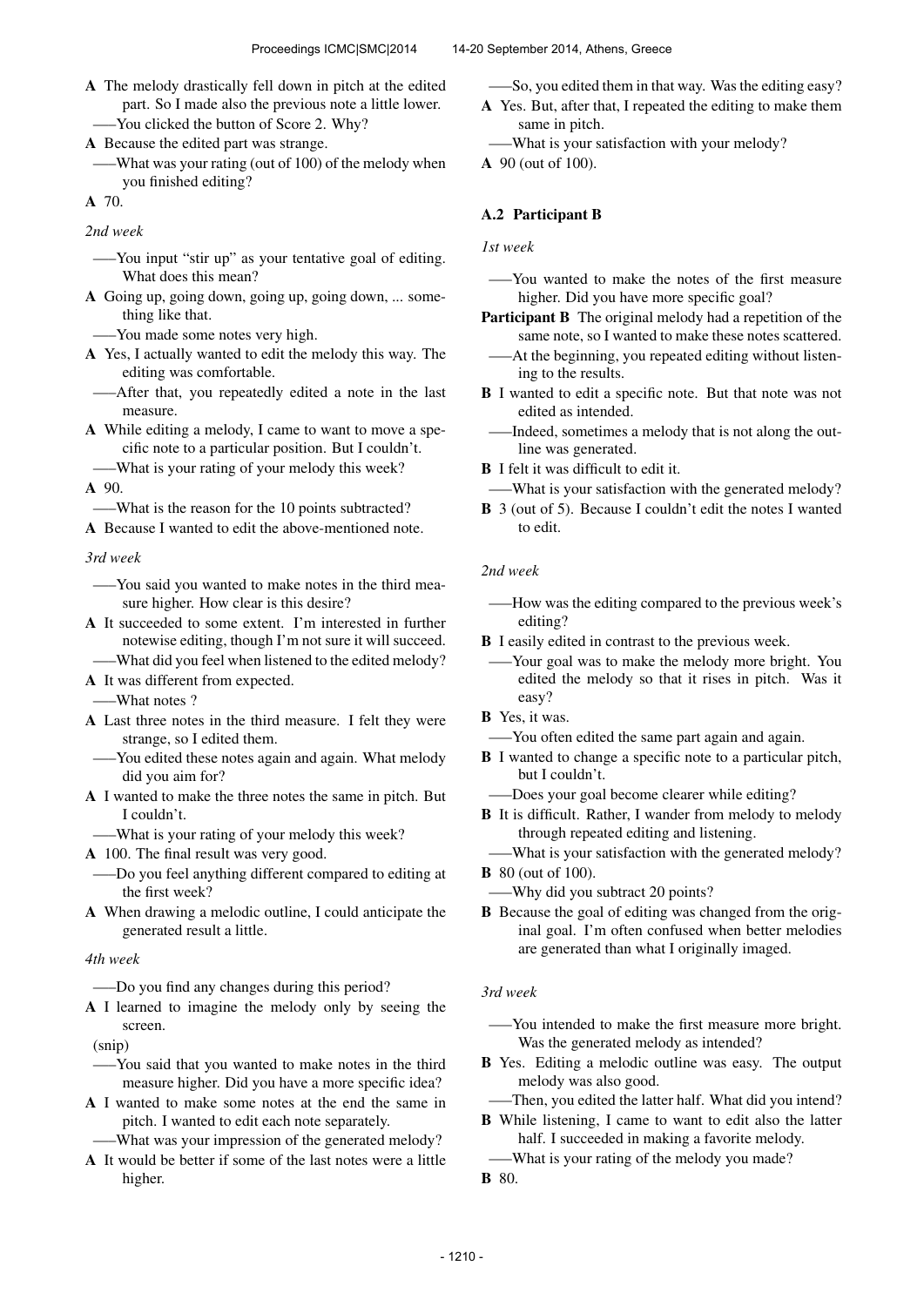**A** The melody drastically fell down in pitch at the edited part. So I made also the previous note a little lower.

—–You clicked the button of Score 2. Why?

**A** Because the edited part was strange.

—–What was your rating (out of 100) of the melody when you finished editing?

**A** 70.

*2nd week*

—–You input "stir up" as your tentative goal of editing. What does this mean?

**A** Going up, going down, going up, going down, ... something like that.

—–You made some notes very high.

**A** Yes, I actually wanted to edit the melody this way. The editing was comfortable.

—–After that, you repeatedly edited a note in the last measure.

**A** While editing a melody, I came to want to move a specific note to a particular position. But I couldn't.

—–What is your rating of your melody this week?

**A** 90.

—–What is the reason for the 10 points subtracted?

**A** Because I wanted to edit the above-mentioned note.

*3rd week*

—–You said you wanted to make notes in the third measure higher. How clear is this desire?

**A** It succeeded to some extent. I'm interested in further notewise editing, though I'm not sure it will succeed.

—–What did you feel when listened to the edited melody?

**A** It was different from expected.

—–What notes ?

**A** Last three notes in the third measure. I felt they were strange, so I edited them.

—–You edited these notes again and again. What melody did you aim for?

**A** I wanted to make the three notes the same in pitch. But I couldn't.

—–What is your rating of your melody this week?

**A** 100. The final result was very good.

—–Do you feel anything different compared to editing at the first week?

**A** When drawing a melodic outline, I could anticipate the generated result a little.

*4th week*

—–Do you find any changes during this period?

**A** I learned to imagine the melody only by seeing the screen.

(snip)

—–You said that you wanted to make notes in the third measure higher. Did you have a more specific idea?

**A** I wanted to make some notes at the end the same in pitch. I wanted to edit each note separately.

—–What was your impression of the generated melody?

**A** It would be better if some of the last notes were a little higher.

—–So, you edited them in that way. Was the editing easy?

**A** Yes. But, after that, I repeated the editing to make them same in pitch.

—–What is your satisfaction with your melody?

**A** 90 (out of 100).

### A.2 Participant B

*1st week*

—–You wanted to make the notes of the first measure higher. Did you have more specific goal?

**Participant B** The original melody had a repetition of the same note, so I wanted to make these notes scattered.

—–At the beginning, you repeated editing without listening to the results.

**B** I wanted to edit a specific note. But that note was not edited as intended.

—–Indeed, sometimes a melody that is not along the outline was generated.

**B** I felt it was difficult to edit it.

—–What is your satisfaction with the generated melody?

**B** 3 (out of 5). Because I couldn't edit the notes I wanted to edit.

*2nd week*

—–How was the editing compared to the previous week's editing?

**B** I easily edited in contrast to the previous week.

—–Your goal was to make the melody more bright. You edited the melody so that it rises in pitch. Was it easy?

**B** Yes, it was.

—–You often edited the same part again and again.

**B** I wanted to change a specific note to a particular pitch, but I couldn't.

—–Does your goal become clearer while editing?

**B** It is difficult. Rather, I wander from melody to melody through repeated editing and listening.

—–What is your satisfaction with the generated melody?

**B** 80 (out of 100).

—–Why did you subtract 20 points?

**B** Because the goal of editing was changed from the original goal. I'm often confused when better melodies are generated than what I originally imaged.

*3rd week*

—–You intended to make the first measure more bright. Was the generated melody as intended?

**B** Yes. Editing a melodic outline was easy. The output melody was also good.

—–Then, you edited the latter half. What did you intend?

**B** While listening, I came to want to edit also the latter half. I succeeded in making a favorite melody.

—–What is your rating of the melody you made?

**B** 80.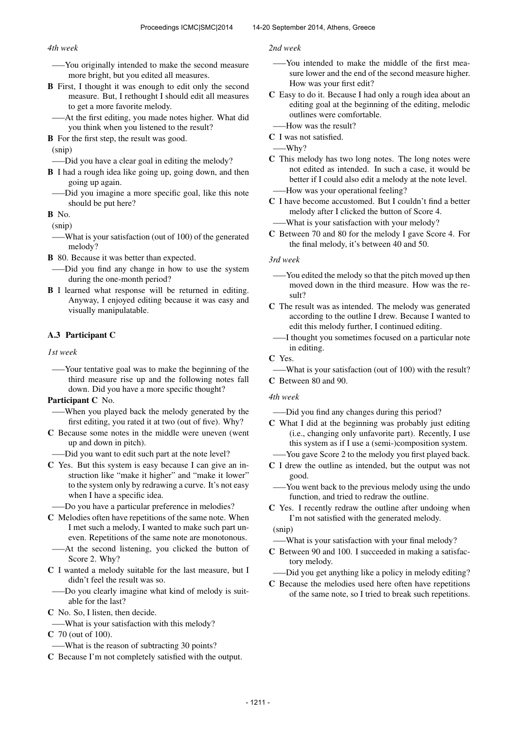*4th week*

——You originally intended to make the second measure more bright, but you edited all measures.

**B** First, I thought it was enough to edit only the second measure. But, I rethought I should edit all measures to get a more favorite melody.

——At the first editing, you made notes higher. What did you think when you listened to the result?

**B** For the first step, the result was good.

(snip)

——Did you have a clear goal in editing the melody?

**B** I had a rough idea like going up, going down, and then going up again.

——Did you imagine a more specific goal, like this note should be put here?

**B** No.

(snip)

——What is your satisfaction (out of 100) of the generated melody?

**B** 80. Because it was better than expected.

——Did you find any change in how to use the system during the one-month period?

**B** I learned what response will be returned in editing. Anyway, I enjoyed editing because it was easy and visually manipulatable.

### A.3 Participant C

*1st week*

——Your tentative goal was to make the beginning of the third measure rise up and the following notes fall down. Did you have a more specific thought?

**Participant C** No.

——When you played back the melody generated by the first editing, you rated it at two (out of five). Why?

**C** Because some notes in the middle were uneven (went up and down in pitch).

——Did you want to edit such part at the note level?

**C** Yes. But this system is easy because I can give an instruction like "make it higher" and "make it lower" to the system only by redrawing a curve. It's not easy when I have a specific idea.

——Do you have a particular preference in melodies?

**C** Melodies often have repetitions of the same note. When I met such a melody, I wanted to make such part uneven. Repetitions of the same note are monotonous.

——At the second listening, you clicked the button of Score 2. Why?

**C** I wanted a melody suitable for the last measure, but I didn't feel the result was so.

——Do you clearly imagine what kind of melody is suitable for the last?

**C** No. So, I listen, then decide.

——What is your satisfaction with this melody?

**C** 70 (out of 100).

——What is the reason of subtracting 30 points?

**C** Because I'm not completely satisfied with the output.

*2nd week*

——You intended to make the middle of the first measure lower and the end of the second measure higher. How was your first edit?

**C** Easy to do it. Because I had only a rough idea about an editing goal at the beginning of the editing, melodic outlines were comfortable.

——How was the result?

**C** I was not satisfied.

——Why?

**C** This melody has two long notes. The long notes were not edited as intended. In such a case, it would be better if I could also edit a melody at the note level.

——How was your operational feeling?

**C** I have become accustomed. But I couldn't find a better melody after I clicked the button of Score 4.

——What is your satisfaction with your melody?

**C** Between 70 and 80 for the melody I gave Score 4. For the final melody, it's between 40 and 50.

*3rd week*

——You edited the melody so that the pitch moved up then moved down in the third measure. How was the result?

**C** The result was as intended. The melody was generated according to the outline I drew. Because I wanted to edit this melody further, I continued editing.

——I thought you sometimes focused on a particular note in editing.

**C** Yes.

——What is your satisfaction (out of 100) with the result?

**C** Between 80 and 90.

*4th week*

——Did you find any changes during this period?

**C** What I did at the beginning was probably just editing (i.e., changing only unfavorite part). Recently, I use this system as if I use a (semi-)composition system.

——You gave Score 2 to the melody you first played back.

**C** I drew the outline as intended, but the output was not good.

——You went back to the previous melody using the undo function, and tried to redraw the outline.

**C** Yes. I recently redraw the outline after undoing when I'm not satisfied with the generated melody.

(snip)

——What is your satisfaction with your final melody?

**C** Between 90 and 100. I succeeded in making a satisfactory melody.

——Did you get anything like a policy in melody editing?

**C** Because the melodies used here often have repetitions of the same note, so I tried to break such repetitions.